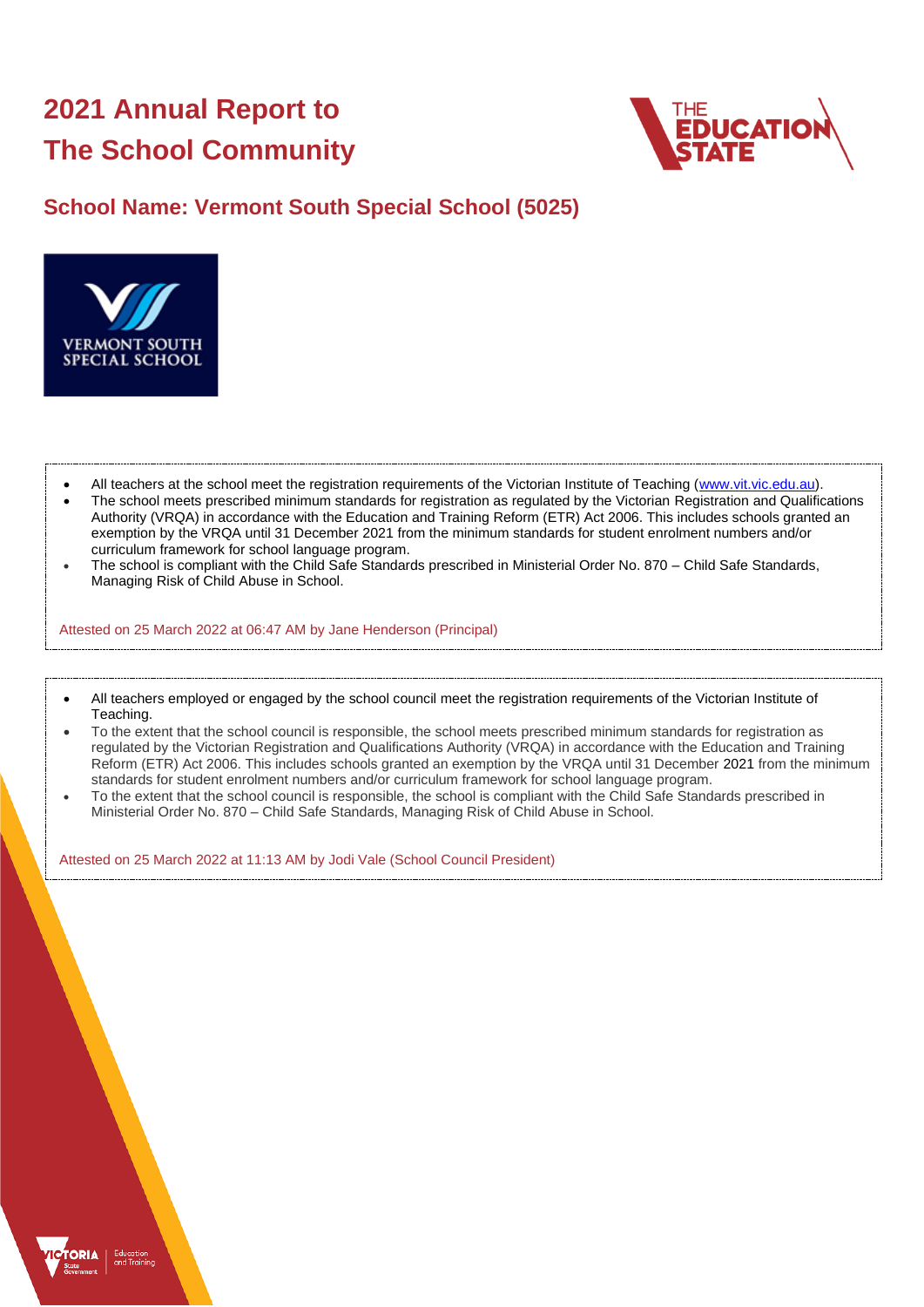# 2021 Annual Report to The School Community

## School Name: Vermont South Special School (5025)

- All teachers at the school meet the registration requirements of the Victorian Institute of Teaching (www.vit.vic.edu.au).
- The school meets prescribed minimum standards for registration as regulated by the Victorian Registration and Qualifications Authority (VRQA) in accordance with the Education and Training Reform (ETR) Act 2006. This includes schools granted an exemption by the VRQA until 31 December 2021 from the minimum standards for student enrolment numbers and/or curriculum framework for school language program.
- The school is compliant with the Child Safe Standards prescribed in Ministerial Order No. 870 – Child Safe Standards, Managing Risk of Child Abuse in School.

Attested on 25 March 2022 at 06:47 AM by Jane Henderson (Principal)

- All teachers employed or engaged by the school council meet the registration requirements of the Victorian Institute of Teaching.
- To the extent that the school council is responsible, the school meets prescribed minimum standards for registration as regulated by the Victorian Registration and Qualifications Authority (VRQA) in accordance with the Education and Training Reform (ETR) Act 2006. This includes schools granted an exemption by the VRQA until 31 December 2021 from the minimum standards for student enrolment numbers and/or curriculum framework for school language program.
- To the extent that the school council is responsible, the school is compliant with the Child Safe Standards prescribed in Ministerial Order No. 870 – Child Safe Standards, Managing Risk of Child Abuse in School.

Attested on 25 March 2022 at 11:13 AM by Jodi Vale (School Council President)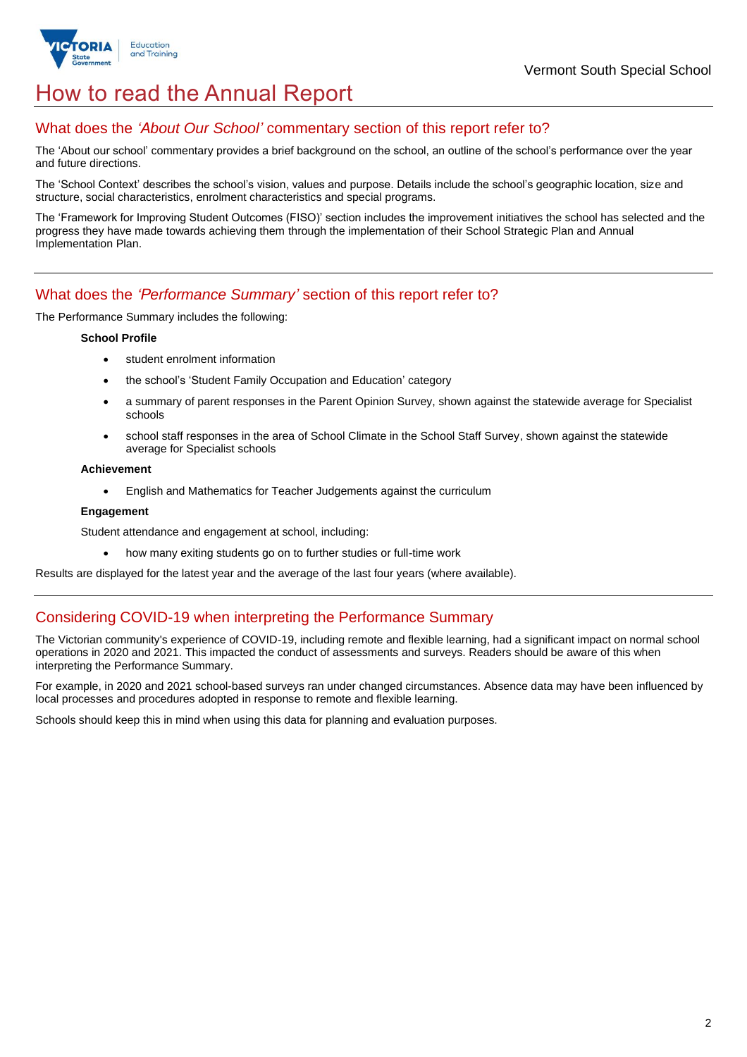# How to read the Annual Report

## What does the *'About Our School'* commentary section of this report refer to?

The 'About our school' commentary provides a brief background on the school, an outline of the school's performance over the year and future directions.

The 'School Context' describes the school's vision, values and purpose. Details include the school's geographic location, size and structure, social characteristics, enrolment characteristics and special programs.

The 'Framework for Improving Student Outcomes (FISO)' section includes the improvement initiatives the school has selected and the progress they have made towards achieving them through the implementation of their School Strategic Plan and Annual Implementation Plan.

## What does the *'Performance Summary'* section of this report refer to?

The Performance Summary includes the following:

**School Profile**

- student enrolment information
- the school's 'Student Family Occupation and Education' category
- a summary of parent responses in the Parent Opinion Survey, shown against the statewide average for Specialist schools
- school staff responses in the area of School Climate in the School Staff Survey, shown against the statewide average for Specialist schools

**Achievement**

- English and Mathematics for Teacher Judgements against the curriculum

**Engagement**

Student attendance and engagement at school, including:

- how many exiting students go on to further studies or full-time work

Results are displayed for the latest year and the average of the last four years (where available).

## Considering COVID-19 when interpreting the Performance Summary

The Victorian community's experience of COVID-19, including remote and flexible learning, had a significant impact on normal school operations in 2020 and 2021. This impacted the conduct of assessments and surveys. Readers should be aware of this when interpreting the Performance Summary.

For example, in 2020 and 2021 school-based surveys ran under changed circumstances. Absence data may have been influenced by local processes and procedures adopted in response to remote and flexible learning.

Schools should keep this in mind when using this data for planning and evaluation purposes.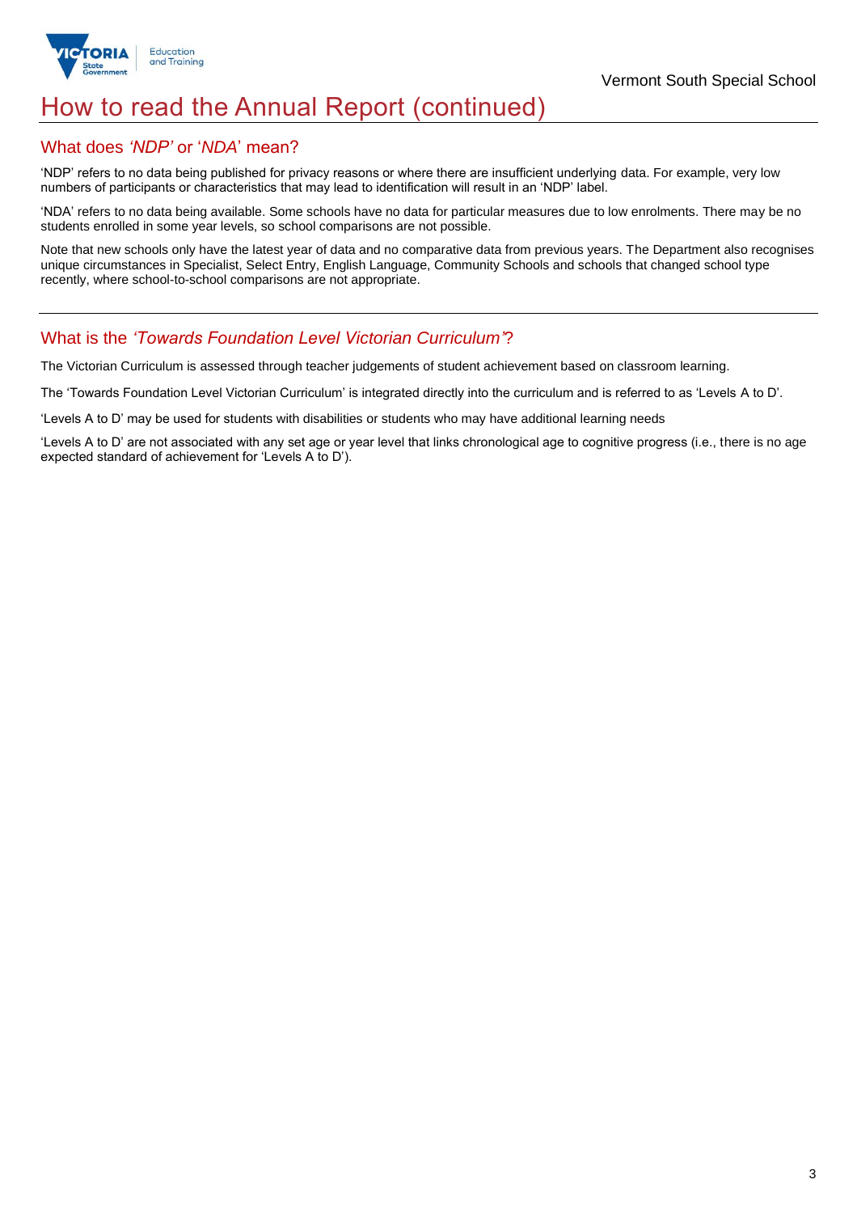# How to read the Annual Report (continued)

## What does *'NDP'* or '*NDA*' mean?

'NDP' refers to no data being published for privacy reasons or where there are insufficient underlying data. For example, very low numbers of participants or characteristics that may lead to identification will result in an 'NDP' label.

'NDA' refers to no data being available. Some schools have no data for particular measures due to low enrolments. There may be no students enrolled in some year levels, so school comparisons are not possible.

Note that new schools only have the latest year of data and no comparative data from previous years. The Department also recognises unique circumstances in Specialist, Select Entry, English Language, Community Schools and schools that changed school type recently, where school-to-school comparisons are not appropriate.

## What is the *'Towards Foundation Level Victorian Curriculum'*?

The Victorian Curriculum is assessed through teacher judgements of student achievement based on classroom learning.

The 'Towards Foundation Level Victorian Curriculum' is integrated directly into the curriculum and is referred to as 'Levels A to D'.

'Levels A to D' may be used for students with disabilities or students who may have additional learning needs

'Levels A to D' are not associated with any set age or year level that links chronological age to cognitive progress (i.e., there is no age expected standard of achievement for 'Levels A to D').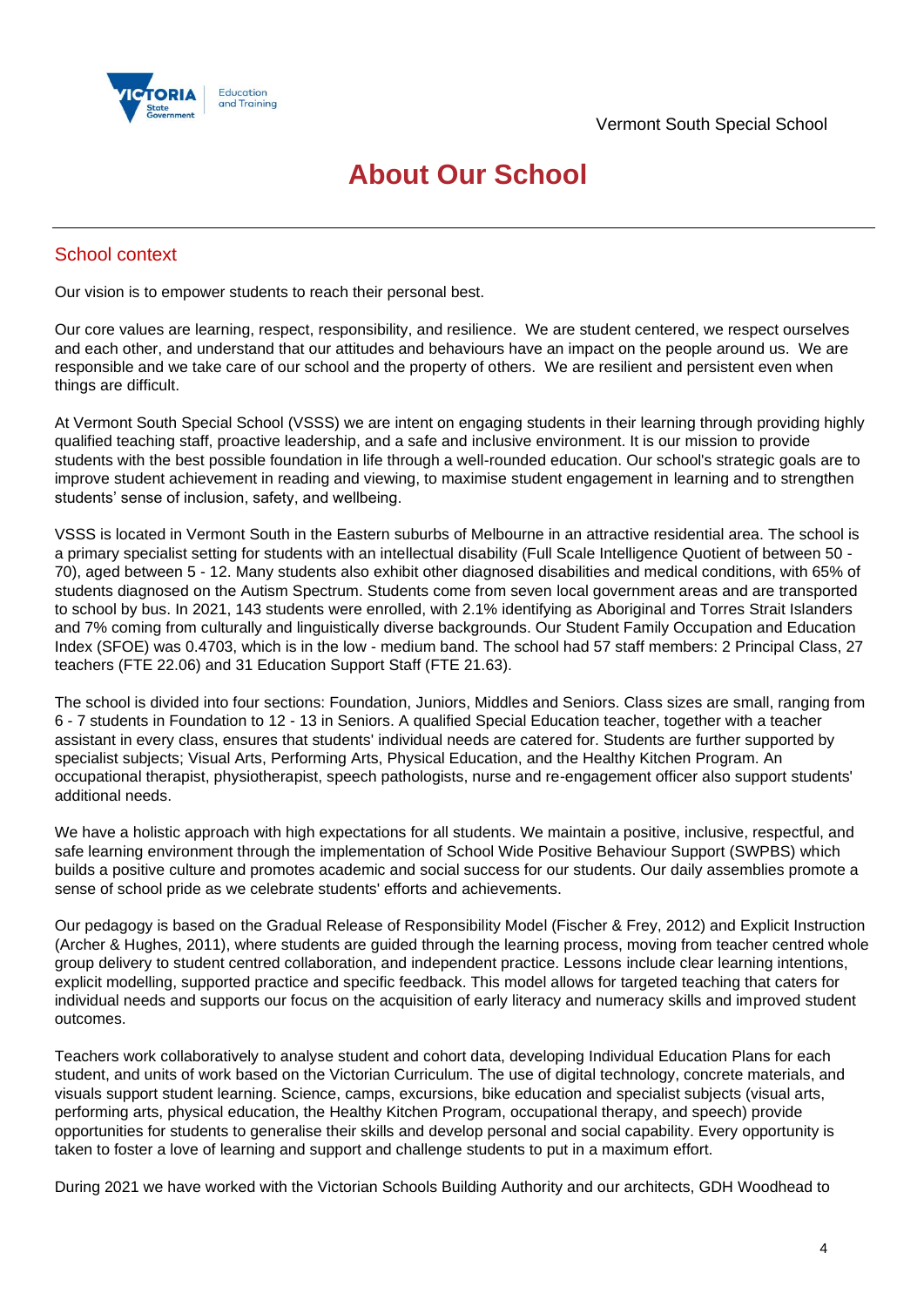# About Our School

## School context

Our vision is to empower students to reach their personal best.

Our core values are learning, respect, responsibility, and resilience. We are student centered, we respect ourselves and each other, and understand that our attitudes and behaviours have an impact on the people around us. We are responsible and we take care of our school and the property of others. We are resilient and persistent even when things are difficult.

At Vermont South Special School (VSSS) we are intent on engaging students in their learning through providing highly qualified teaching staff, proactive leadership, and a safe and inclusive environment. It is our mission to provide students with the best possible foundation in life through a well-rounded education. Our school's strategic goals are to improve student achievement in reading and viewing, to maximise student engagement in learning and to strengthen students' sense of inclusion, safety, and wellbeing.

VSSS is located in Vermont South in the Eastern suburbs of Melbourne in an attractive residential area. The school is a primary specialist setting for students with an intellectual disability (Full Scale Intelligence Quotient of between 50 - 70), aged between 5 - 12. Many students also exhibit other diagnosed disabilities and medical conditions, with 65% of students diagnosed on the Autism Spectrum. Students come from seven local government areas and are transported to school by bus. In 2021, 143 students were enrolled, with 2.1% identifying as Aboriginal and Torres Strait Islanders and 7% coming from culturally and linguistically diverse backgrounds. Our Student Family Occupation and Education Index (SFOE) was 0.4703, which is in the low - medium band. The school had 57 staff members: 2 Principal Class, 27 teachers (FTE 22.06) and 31 Education Support Staff (FTE 21.63).

The school is divided into four sections: Foundation, Juniors, Middles and Seniors. Class sizes are small, ranging from 6 - 7 students in Foundation to 12 - 13 in Seniors. A qualified Special Education teacher, together with a teacher assistant in every class, ensures that students' individual needs are catered for. Students are further supported by specialist subjects; Visual Arts, Performing Arts, Physical Education, and the Healthy Kitchen Program. An occupational therapist, physiotherapist, speech pathologists, nurse and re-engagement officer also support students' additional needs.

We have a holistic approach with high expectations for all students. We maintain a positive, inclusive, respectful, and safe learning environment through the implementation of School Wide Positive Behaviour Support (SWPBS) which builds a positive culture and promotes academic and social success for our students. Our daily assemblies promote a sense of school pride as we celebrate students' efforts and achievements.

Our pedagogy is based on the Gradual Release of Responsibility Model (Fischer & Frey, 2012) and Explicit Instruction (Archer & Hughes, 2011), where students are guided through the learning process, moving from teacher centred whole group delivery to student centred collaboration, and independent practice. Lessons include clear learning intentions, explicit modelling, supported practice and specific feedback. This model allows for targeted teaching that caters for individual needs and supports our focus on the acquisition of early literacy and numeracy skills and improved student outcomes.

Teachers work collaboratively to analyse student and cohort data, developing Individual Education Plans for each student, and units of work based on the Victorian Curriculum. The use of digital technology, concrete materials, and visuals support student learning. Science, camps, excursions, bike education and specialist subjects (visual arts, performing arts, physical education, the Healthy Kitchen Program, occupational therapy, and speech) provide opportunities for students to generalise their skills and develop personal and social capability. Every opportunity is taken to foster a love of learning and support and challenge students to put in a maximum effort.

During 2021 we have worked with the Victorian Schools Building Authority and our architects, GDH Woodhead to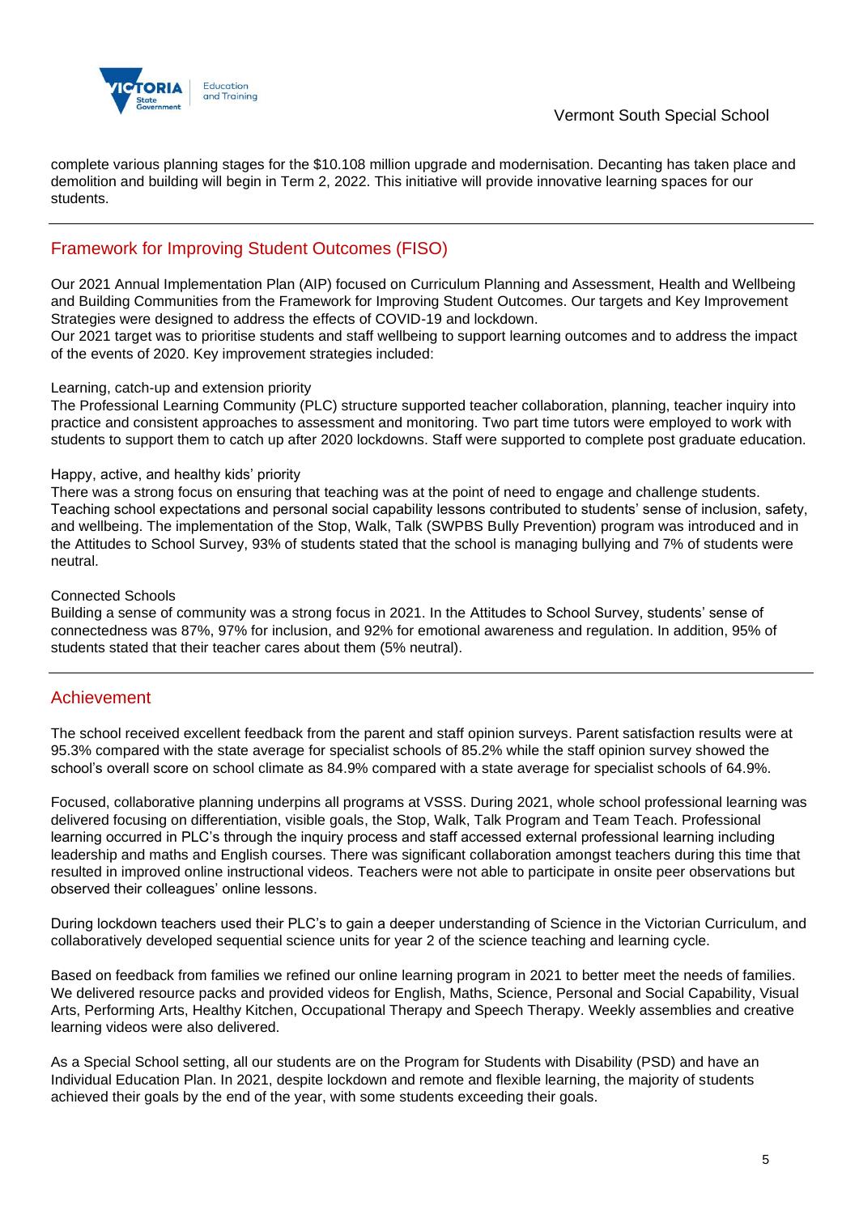complete various planning stages for the $10.108 million upgrade and modernisation. Decanting has taken place and demolition and building will begin in Term 2, 2022. This initiative will provide innovative learning spaces for our students.

## Framework for Improving Student Outcomes (FISO)

Our 2021 Annual Implementation Plan (AIP) focused on Curriculum Planning and Assessment, Health and Wellbeing and Building Communities from the Framework for Improving Student Outcomes. Our targets and Key Improvement Strategies were designed to address the effects of COVID-19 and lockdown.
Our 2021 target was to prioritise students and staff wellbeing to support learning outcomes and to address the impact of the events of 2020. Key improvement strategies included:

Learning, catch-up and extension priority
The Professional Learning Community (PLC) structure supported teacher collaboration, planning, teacher inquiry into practice and consistent approaches to assessment and monitoring. Two part time tutors were employed to work with students to support them to catch up after 2020 lockdowns. Staff were supported to complete post graduate education.

Happy, active, and healthy kids' priority
There was a strong focus on ensuring that teaching was at the point of need to engage and challenge students. Teaching school expectations and personal social capability lessons contributed to students' sense of inclusion, safety, and wellbeing. The implementation of the Stop, Walk, Talk (SWPBS Bully Prevention) program was introduced and in the Attitudes to School Survey, 93% of students stated that the school is managing bullying and 7% of students were neutral.

Connected Schools
Building a sense of community was a strong focus in 2021. In the Attitudes to School Survey, students' sense of connectedness was 87%, 97% for inclusion, and 92% for emotional awareness and regulation. In addition, 95% of students stated that their teacher cares about them (5% neutral).

## Achievement

The school received excellent feedback from the parent and staff opinion surveys. Parent satisfaction results were at 95.3% compared with the state average for specialist schools of 85.2% while the staff opinion survey showed the school's overall score on school climate as 84.9% compared with a state average for specialist schools of 64.9%.

Focused, collaborative planning underpins all programs at VSSS. During 2021, whole school professional learning was delivered focusing on differentiation, visible goals, the Stop, Walk, Talk Program and Team Teach. Professional learning occurred in PLC's through the inquiry process and staff accessed external professional learning including leadership and maths and English courses. There was significant collaboration amongst teachers during this time that resulted in improved online instructional videos. Teachers were not able to participate in onsite peer observations but observed their colleagues' online lessons.

During lockdown teachers used their PLC's to gain a deeper understanding of Science in the Victorian Curriculum, and collaboratively developed sequential science units for year 2 of the science teaching and learning cycle.

Based on feedback from families we refined our online learning program in 2021 to better meet the needs of families. We delivered resource packs and provided videos for English, Maths, Science, Personal and Social Capability, Visual Arts, Performing Arts, Healthy Kitchen, Occupational Therapy and Speech Therapy. Weekly assemblies and creative learning videos were also delivered.

As a Special School setting, all our students are on the Program for Students with Disability (PSD) and have an Individual Education Plan. In 2021, despite lockdown and remote and flexible learning, the majority of students achieved their goals by the end of the year, with some students exceeding their goals.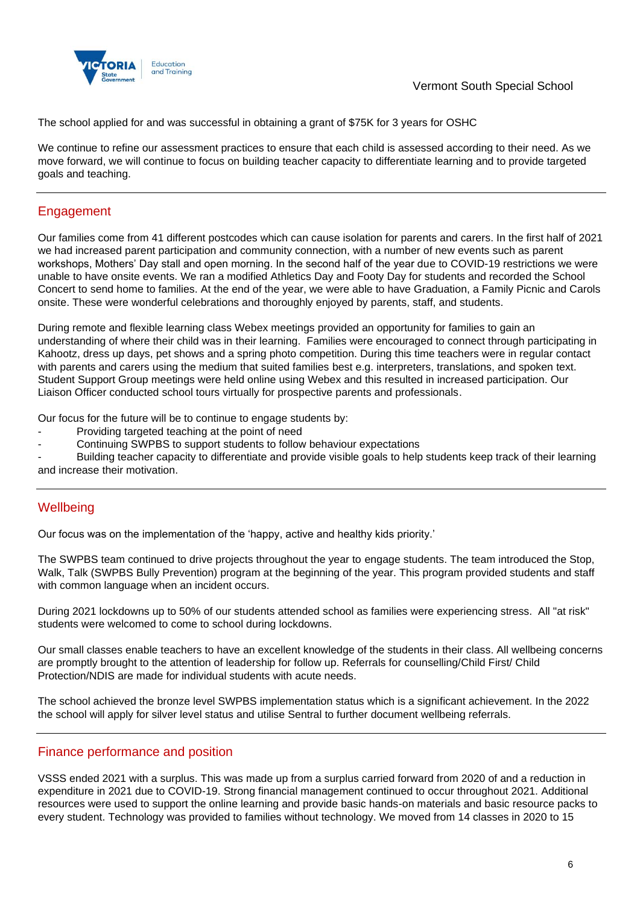The school applied for and was successful in obtaining a grant of $75K for 3 years for OSHC

We continue to refine our assessment practices to ensure that each child is assessed according to their need. As we move forward, we will continue to focus on building teacher capacity to differentiate learning and to provide targeted goals and teaching.

## Engagement

Our families come from 41 different postcodes which can cause isolation for parents and carers. In the first half of 2021 we had increased parent participation and community connection, with a number of new events such as parent workshops, Mothers' Day stall and open morning. In the second half of the year due to COVID-19 restrictions we were unable to have onsite events. We ran a modified Athletics Day and Footy Day for students and recorded the School Concert to send home to families. At the end of the year, we were able to have Graduation, a Family Picnic and Carols onsite. These were wonderful celebrations and thoroughly enjoyed by parents, staff, and students.

During remote and flexible learning class Webex meetings provided an opportunity for families to gain an understanding of where their child was in their learning. Families were encouraged to connect through participating in Kahootz, dress up days, pet shows and a spring photo competition. During this time teachers were in regular contact with parents and carers using the medium that suited families best e.g. interpreters, translations, and spoken text. Student Support Group meetings were held online using Webex and this resulted in increased participation. Our Liaison Officer conducted school tours virtually for prospective parents and professionals.

Our focus for the future will be to continue to engage students by:

- Providing targeted teaching at the point of need
- Continuing SWPBS to support students to follow behaviour expectations
- Building teacher capacity to differentiate and provide visible goals to help students keep track of their learning and increase their motivation.

## Wellbeing

Our focus was on the implementation of the 'happy, active and healthy kids priority.'

The SWPBS team continued to drive projects throughout the year to engage students. The team introduced the Stop, Walk, Talk (SWPBS Bully Prevention) program at the beginning of the year. This program provided students and staff with common language when an incident occurs.

During 2021 lockdowns up to 50% of our students attended school as families were experiencing stress. All "at risk" students were welcomed to come to school during lockdowns.

Our small classes enable teachers to have an excellent knowledge of the students in their class. All wellbeing concerns are promptly brought to the attention of leadership for follow up. Referrals for counselling/Child First/ Child Protection/NDIS are made for individual students with acute needs.

The school achieved the bronze level SWPBS implementation status which is a significant achievement. In the 2022 the school will apply for silver level status and utilise Sentral to further document wellbeing referrals.

## Finance performance and position

VSSS ended 2021 with a surplus. This was made up from a surplus carried forward from 2020 of and a reduction in expenditure in 2021 due to COVID-19. Strong financial management continued to occur throughout 2021. Additional resources were used to support the online learning and provide basic hands-on materials and basic resource packs to every student. Technology was provided to families without technology. We moved from 14 classes in 2020 to 15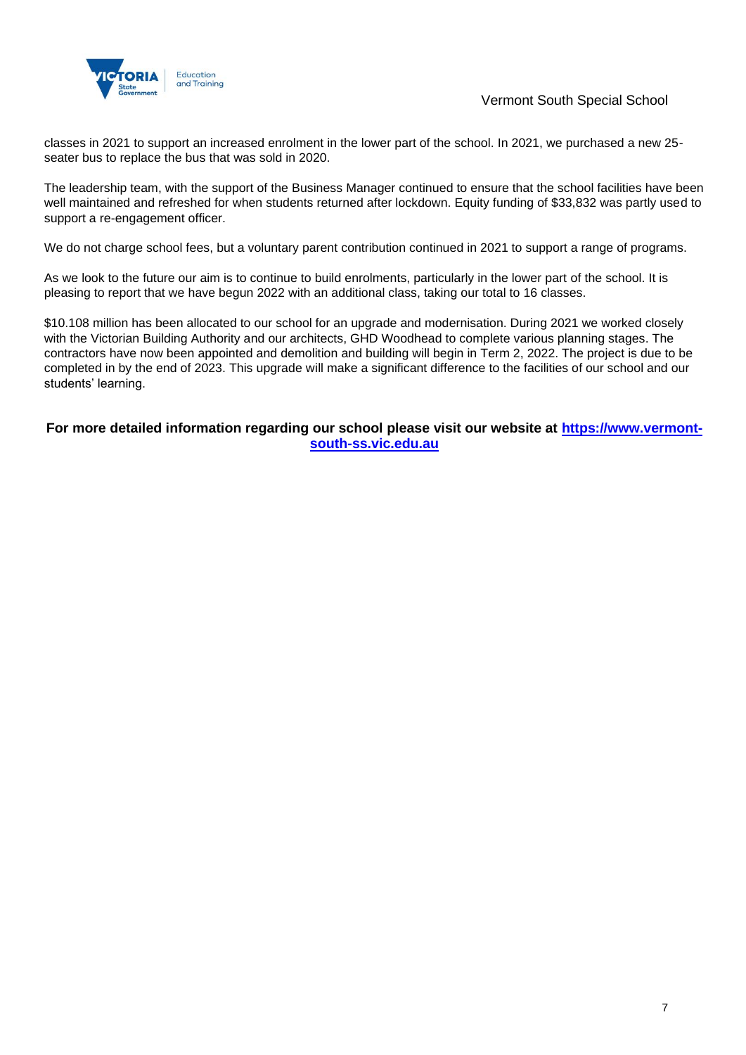classes in 2021 to support an increased enrolment in the lower part of the school. In 2021, we purchased a new 25-seater bus to replace the bus that was sold in 2020.

The leadership team, with the support of the Business Manager continued to ensure that the school facilities have been well maintained and refreshed for when students returned after lockdown. Equity funding of $33,832 was partly used to support a re-engagement officer.

We do not charge school fees, but a voluntary parent contribution continued in 2021 to support a range of programs.

As we look to the future our aim is to continue to build enrolments, particularly in the lower part of the school. It is pleasing to report that we have begun 2022 with an additional class, taking our total to 16 classes.

$10.108 million has been allocated to our school for an upgrade and modernisation. During 2021 we worked closely with the Victorian Building Authority and our architects, GHD Woodhead to complete various planning stages. The contractors have now been appointed and demolition and building will begin in Term 2, 2022. The project is due to be completed in by the end of 2023. This upgrade will make a significant difference to the facilities of our school and our students' learning.

**For more detailed information regarding our school please visit our website at [https://www.vermont-south-ss.vic.edu.au](https://www.vermont-south-ss.vic.edu.au)**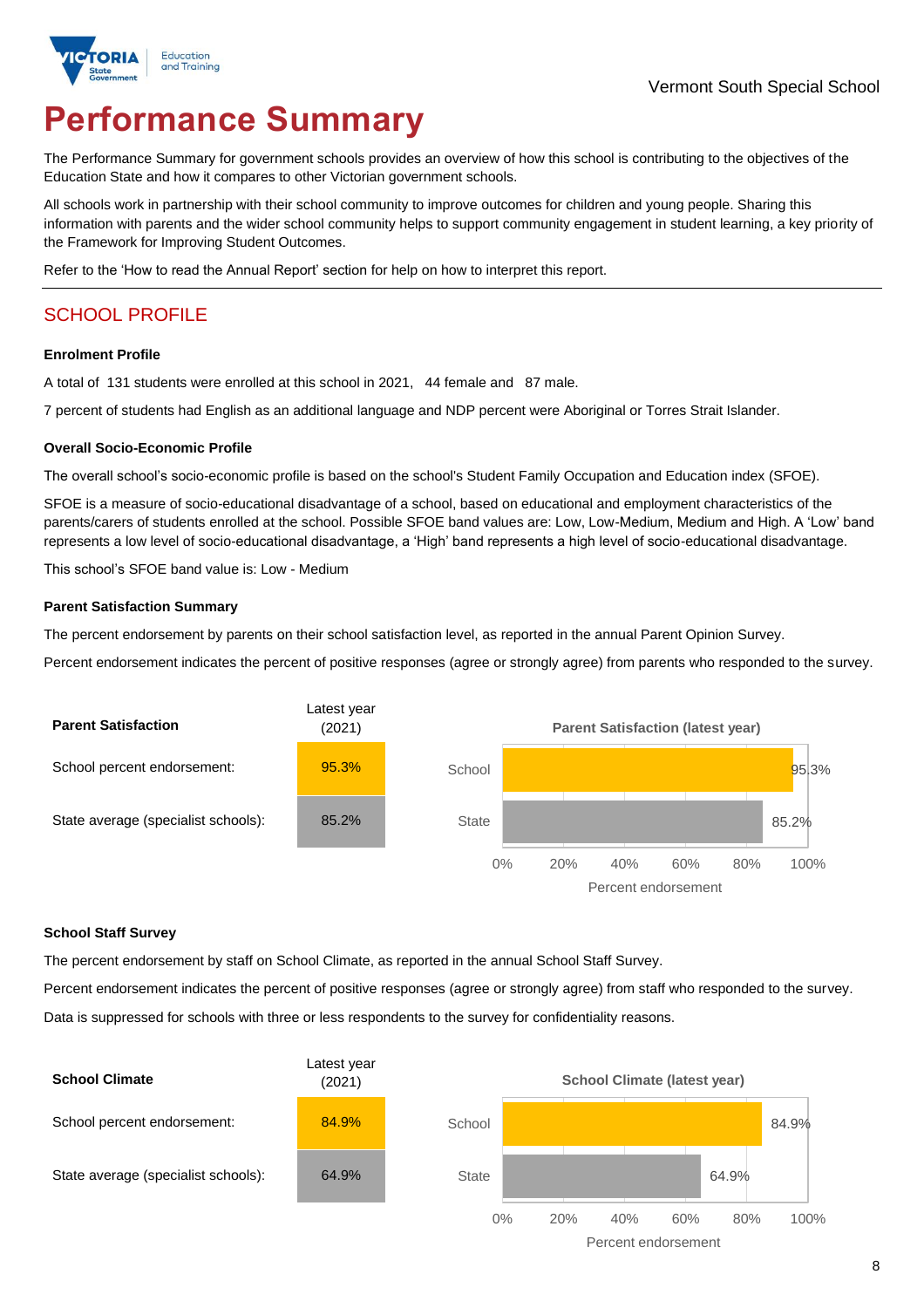Vermont South Special School

# Performance Summary

The Performance Summary for government schools provides an overview of how this school is contributing to the objectives of the Education State and how it compares to other Victorian government schools.

All schools work in partnership with their school community to improve outcomes for children and young people. Sharing this information with parents and the wider school community helps to support community engagement in student learning, a key priority of the Framework for Improving Student Outcomes.

Refer to the 'How to read the Annual Report' section for help on how to interpret this report.

## SCHOOL PROFILE

### Enrolment Profile

A total of 131 students were enrolled at this school in 2021, 44 female and 87 male.

7 percent of students had English as an additional language and NDP percent were Aboriginal or Torres Strait Islander.

### Overall Socio-Economic Profile

The overall school's socio-economic profile is based on the school's Student Family Occupation and Education index (SFOE).

SFOE is a measure of socio-educational disadvantage of a school, based on educational and employment characteristics of the parents/carers of students enrolled at the school. Possible SFOE band values are: Low, Low-Medium, Medium and High. A 'Low' band represents a low level of socio-educational disadvantage, a 'High' band represents a high level of socio-educational disadvantage.

This school's SFOE band value is: Low - Medium

### Parent Satisfaction Summary

The percent endorsement by parents on their school satisfaction level, as reported in the annual Parent Opinion Survey.

Percent endorsement indicates the percent of positive responses (agree or strongly agree) from parents who responded to the survey.

| Parent Satisfaction | Latest year (2021) |
|---|---|
| School percent endorsement: | 95.3% |
| State average (specialist schools): | 85.2% |

**Parent Satisfaction (latest year)**

| | Percent endorsement |
|---|---|
| School | 95.3% |
| State | 85.2% |

### School Staff Survey

The percent endorsement by staff on School Climate, as reported in the annual School Staff Survey.

Percent endorsement indicates the percent of positive responses (agree or strongly agree) from staff who responded to the survey.

Data is suppressed for schools with three or less respondents to the survey for confidentiality reasons.

| School Climate | Latest year (2021) |
|---|---|
| School percent endorsement: | 84.9% |
| State average (specialist schools): | 64.9% |

**School Climate (latest year)**

| | Percent endorsement |
|---|---|
| School | 84.9% |
| State | 64.9% |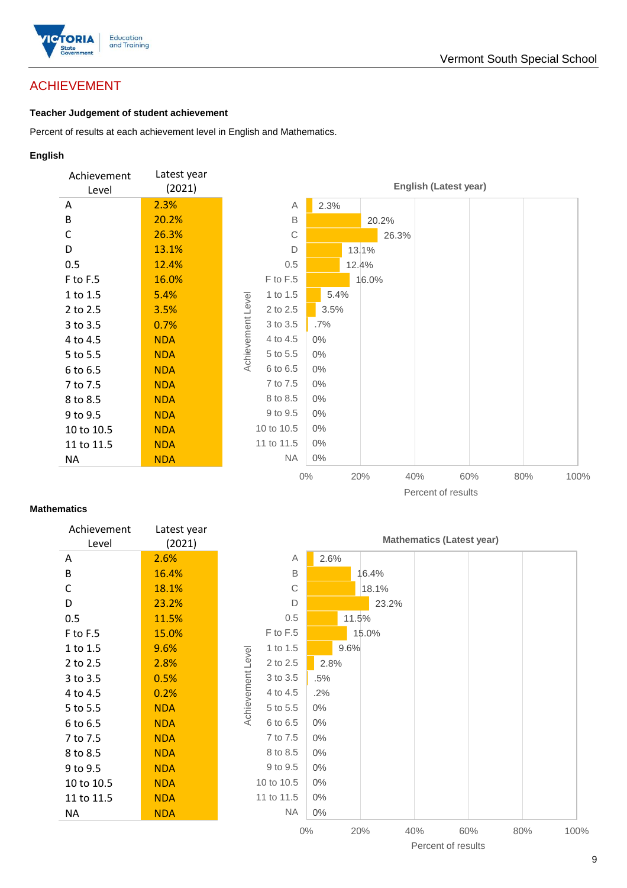# ACHIEVEMENT

**Teacher Judgement of student achievement**

Percent of results at each achievement level in English and Mathematics.

**English**

| Achievement Level | Latest year (2021) |
|---|---|
| A | 2.3% |
| B | 20.2% |
| C | 26.3% |
| D | 13.1% |
| 0.5 | 12.4% |
| F to F.5 | 16.0% |
| 1 to 1.5 | 5.4% |
| 2 to 2.5 | 3.5% |
| 3 to 3.5 | 0.7% |
| 4 to 4.5 | NDA |
| 5 to 5.5 | NDA |
| 6 to 6.5 | NDA |
| 7 to 7.5 | NDA |
| 8 to 8.5 | NDA |
| 9 to 9.5 | NDA |
| 10 to 10.5 | NDA |
| 11 to 11.5 | NDA |
| NA | NDA |

**English (Latest year)**

| Achievement Level | Percent of results |
|---|---|
| A | 2.3% |
| B | 20.2% |
| C | 26.3% |
| D | 13.1% |
| 0.5 | 12.4% |
| F to F.5 | 16.0% |
| 1 to 1.5 | 5.4% |
| 2 to 2.5 | 3.5% |
| 3 to 3.5 | .7% |
| 4 to 4.5 | 0% |
| 5 to 5.5 | 0% |
| 6 to 6.5 | 0% |
| 7 to 7.5 | 0% |
| 8 to 8.5 | 0% |
| 9 to 9.5 | 0% |
| 10 to 10.5 | 0% |
| 11 to 11.5 | 0% |
| NA | 0% |

**Mathematics**

| Achievement Level | Latest year (2021) |
|---|---|
| A | 2.6% |
| B | 16.4% |
| C | 18.1% |
| D | 23.2% |
| 0.5 | 11.5% |
| F to F.5 | 15.0% |
| 1 to 1.5 | 9.6% |
| 2 to 2.5 | 2.8% |
| 3 to 3.5 | 0.5% |
| 4 to 4.5 | 0.2% |
| 5 to 5.5 | NDA |
| 6 to 6.5 | NDA |
| 7 to 7.5 | NDA |
| 8 to 8.5 | NDA |
| 9 to 9.5 | NDA |
| 10 to 10.5 | NDA |
| 11 to 11.5 | NDA |
| NA | NDA |

**Mathematics (Latest year)**

| Achievement Level | Percent of results |
|---|---|
| A | 2.6% |
| B | 16.4% |
| C | 18.1% |
| D | 23.2% |
| 0.5 | 11.5% |
| F to F.5 | 15.0% |
| 1 to 1.5 | 9.6% |
| 2 to 2.5 | 2.8% |
| 3 to 3.5 | .5% |
| 4 to 4.5 | .2% |
| 5 to 5.5 | 0% |
| 6 to 6.5 | 0% |
| 7 to 7.5 | 0% |
| 8 to 8.5 | 0% |
| 9 to 9.5 | 0% |
| 10 to 10.5 | 0% |
| 11 to 11.5 | 0% |
| NA | 0% |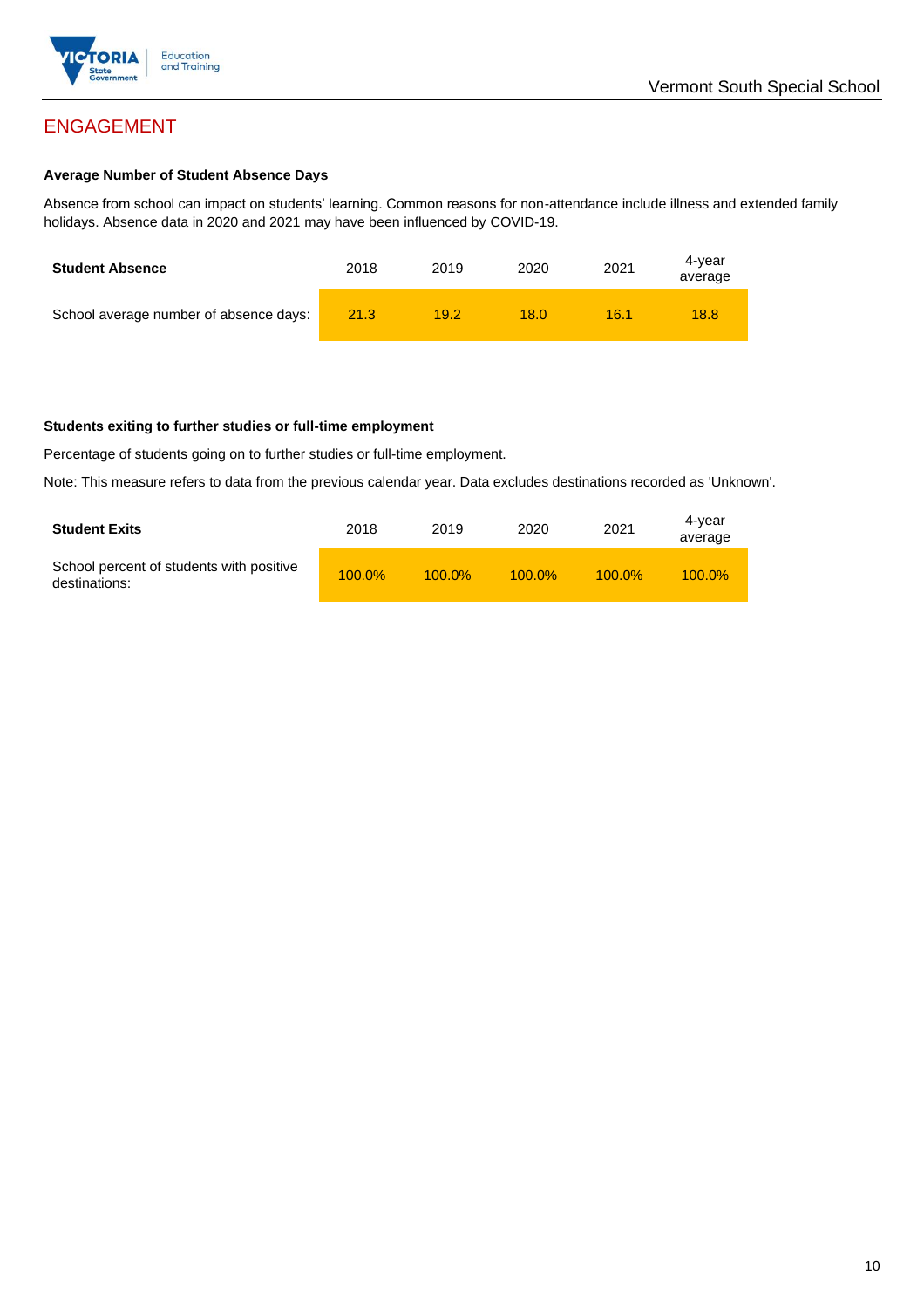## ENGAGEMENT

### Average Number of Student Absence Days

Absence from school can impact on students' learning. Common reasons for non-attendance include illness and extended family holidays. Absence data in 2020 and 2021 may have been influenced by COVID-19.

| Student Absence | 2018 | 2019 | 2020 | 2021 | 4-year average |
|---|---|---|---|---|---|
| School average number of absence days: | 21.3 | 19.2 | 18.0 | 16.1 | 18.8 |

### Students exiting to further studies or full-time employment

Percentage of students going on to further studies or full-time employment.

Note: This measure refers to data from the previous calendar year. Data excludes destinations recorded as 'Unknown'.

| Student Exits | 2018 | 2019 | 2020 | 2021 | 4-year average |
|---|---|---|---|---|---|
| School percent of students with positive destinations: | 100.0% | 100.0% | 100.0% | 100.0% | 100.0% |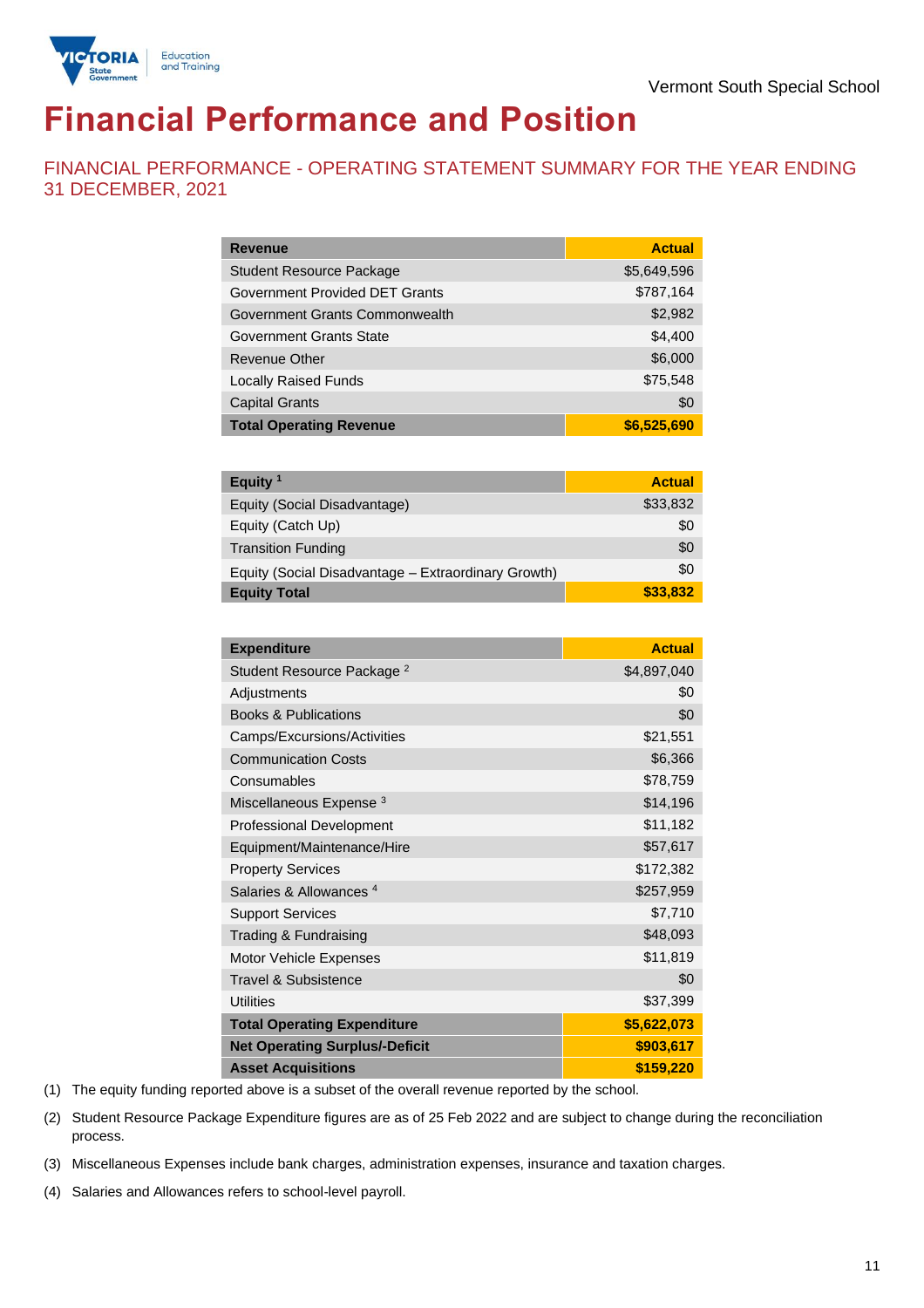# Financial Performance and Position

## FINANCIAL PERFORMANCE - OPERATING STATEMENT SUMMARY FOR THE YEAR ENDING 31 DECEMBER, 2021

| Revenue | Actual |
|---|---|
| Student Resource Package | $5,649,596 |
| Government Provided DET Grants | $787,164 |
| Government Grants Commonwealth | $2,982 |
| Government Grants State | $4,400 |
| Revenue Other | $6,000 |
| Locally Raised Funds | $75,548 |
| Capital Grants | $0 |
| **Total Operating Revenue** | **$6,525,690** |

| Equity [1] | Actual |
|---|---|
| Equity (Social Disadvantage) | $33,832 |
| Equity (Catch Up) | $0 |
| Transition Funding | $0 |
| Equity (Social Disadvantage – Extraordinary Growth) | $0 |
| **Equity Total** | **$33,832** |

| Expenditure | Actual |
|---|---|
| Student Resource Package [2] | $4,897,040 |
| Adjustments | $0 |
| Books & Publications | $0 |
| Camps/Excursions/Activities | $21,551 |
| Communication Costs | $6,366 |
| Consumables | $78,759 |
| Miscellaneous Expense [3] | $14,196 |
| Professional Development | $11,182 |
| Equipment/Maintenance/Hire | $57,617 |
| Property Services | $172,382 |
| Salaries & Allowances [4] | $257,959 |
| Support Services | $7,710 |
| Trading & Fundraising | $48,093 |
| Motor Vehicle Expenses | $11,819 |
| Travel & Subsistence | $0 |
| Utilities | $37,399 |
| **Total Operating Expenditure** | **$5,622,073** |
| **Net Operating Surplus/-Deficit** | **$903,617** |
| **Asset Acquisitions** | **$159,220** |

(1) The equity funding reported above is a subset of the overall revenue reported by the school.

(2) Student Resource Package Expenditure figures are as of 25 Feb 2022 and are subject to change during the reconciliation process.

(3) Miscellaneous Expenses include bank charges, administration expenses, insurance and taxation charges.

(4) Salaries and Allowances refers to school-level payroll.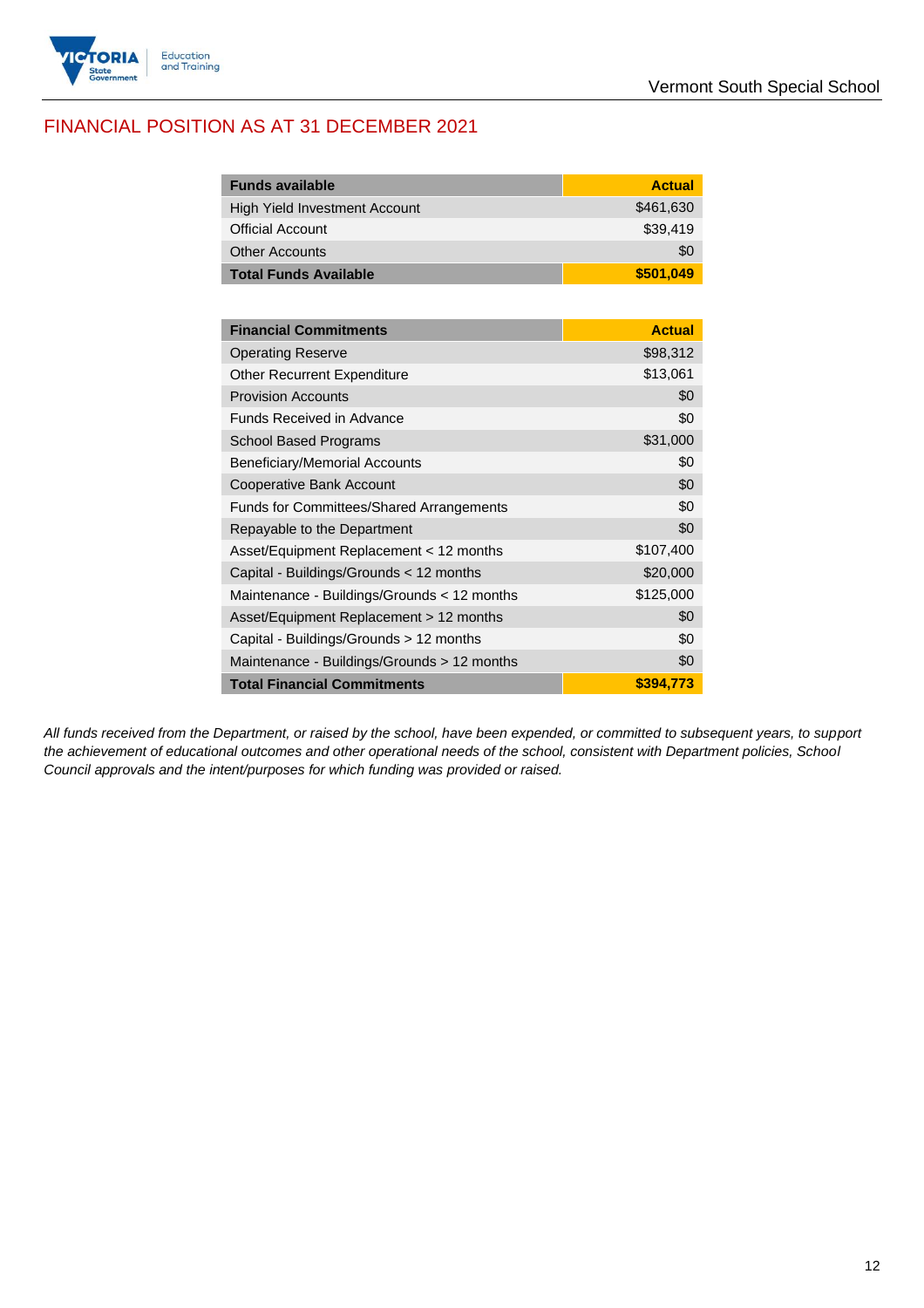# FINANCIAL POSITION AS AT 31 DECEMBER 2021

| Funds available | Actual |
|---|---|
| High Yield Investment Account | $461,630 |
| Official Account | $39,419 |
| Other Accounts | $0 |
| **Total Funds Available** | **$501,049** |

| Financial Commitments | Actual |
|---|---|
| Operating Reserve | $98,312 |
| Other Recurrent Expenditure | $13,061 |
| Provision Accounts | $0 |
| Funds Received in Advance | $0 |
| School Based Programs | $31,000 |
| Beneficiary/Memorial Accounts | $0 |
| Cooperative Bank Account | $0 |
| Funds for Committees/Shared Arrangements | $0 |
| Repayable to the Department | $0 |
| Asset/Equipment Replacement < 12 months | $107,400 |
| Capital - Buildings/Grounds < 12 months | $20,000 |
| Maintenance - Buildings/Grounds < 12 months | $125,000 |
| Asset/Equipment Replacement > 12 months | $0 |
| Capital - Buildings/Grounds > 12 months | $0 |
| Maintenance - Buildings/Grounds > 12 months | $0 |
| **Total Financial Commitments** | **$394,773** |

*All funds received from the Department, or raised by the school, have been expended, or committed to subsequent years, to support the achievement of educational outcomes and other operational needs of the school, consistent with Department policies, School Council approvals and the intent/purposes for which funding was provided or raised.*